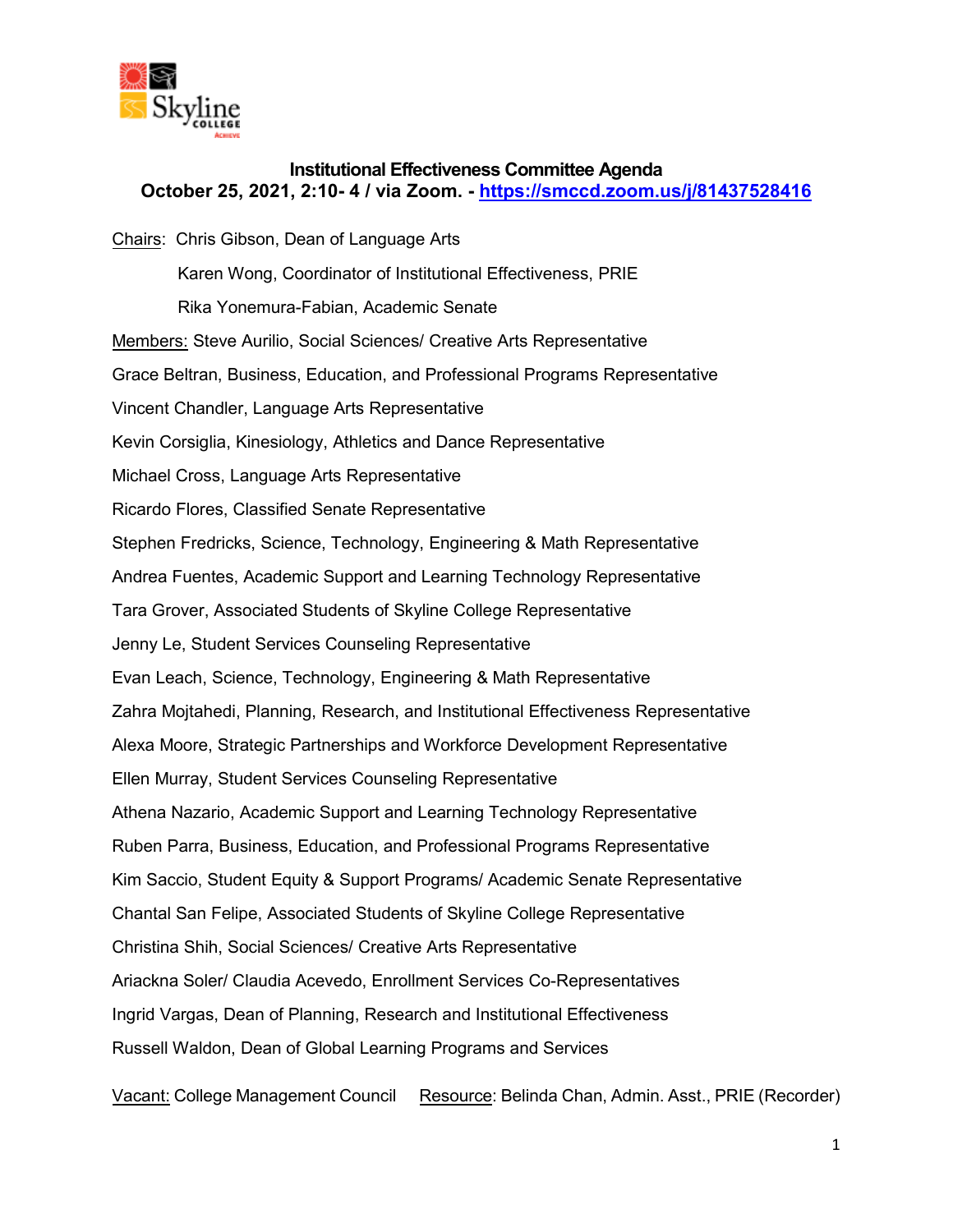**Institutional Effectiveness Committee Agenda**
**October 25, 2021, 2:10- 4 / via Zoom. - https://smccd.zoom.us/j/81437528416**

Chairs: Chris Gibson, Dean of Language Arts

Karen Wong, Coordinator of Institutional Effectiveness, PRIE

Rika Yonemura-Fabian, Academic Senate

Members: Steve Aurilio, Social Sciences/ Creative Arts Representative

Grace Beltran, Business, Education, and Professional Programs Representative

Vincent Chandler, Language Arts Representative

Kevin Corsiglia, Kinesiology, Athletics and Dance Representative

Michael Cross, Language Arts Representative

Ricardo Flores, Classified Senate Representative

Stephen Fredricks, Science, Technology, Engineering & Math Representative

Andrea Fuentes, Academic Support and Learning Technology Representative

Tara Grover, Associated Students of Skyline College Representative

Jenny Le, Student Services Counseling Representative

Evan Leach, Science, Technology, Engineering & Math Representative

Zahra Mojtahedi, Planning, Research, and Institutional Effectiveness Representative

Alexa Moore, Strategic Partnerships and Workforce Development Representative

Ellen Murray, Student Services Counseling Representative

Athena Nazario, Academic Support and Learning Technology Representative

Ruben Parra, Business, Education, and Professional Programs Representative

Kim Saccio, Student Equity & Support Programs/ Academic Senate Representative

Chantal San Felipe, Associated Students of Skyline College Representative

Christina Shih, Social Sciences/ Creative Arts Representative

Ariackna Soler/ Claudia Acevedo, Enrollment Services Co-Representatives

Ingrid Vargas, Dean of Planning, Research and Institutional Effectiveness

Russell Waldon, Dean of Global Learning Programs and Services

Vacant: College Management Council     Resource: Belinda Chan, Admin. Asst., PRIE (Recorder)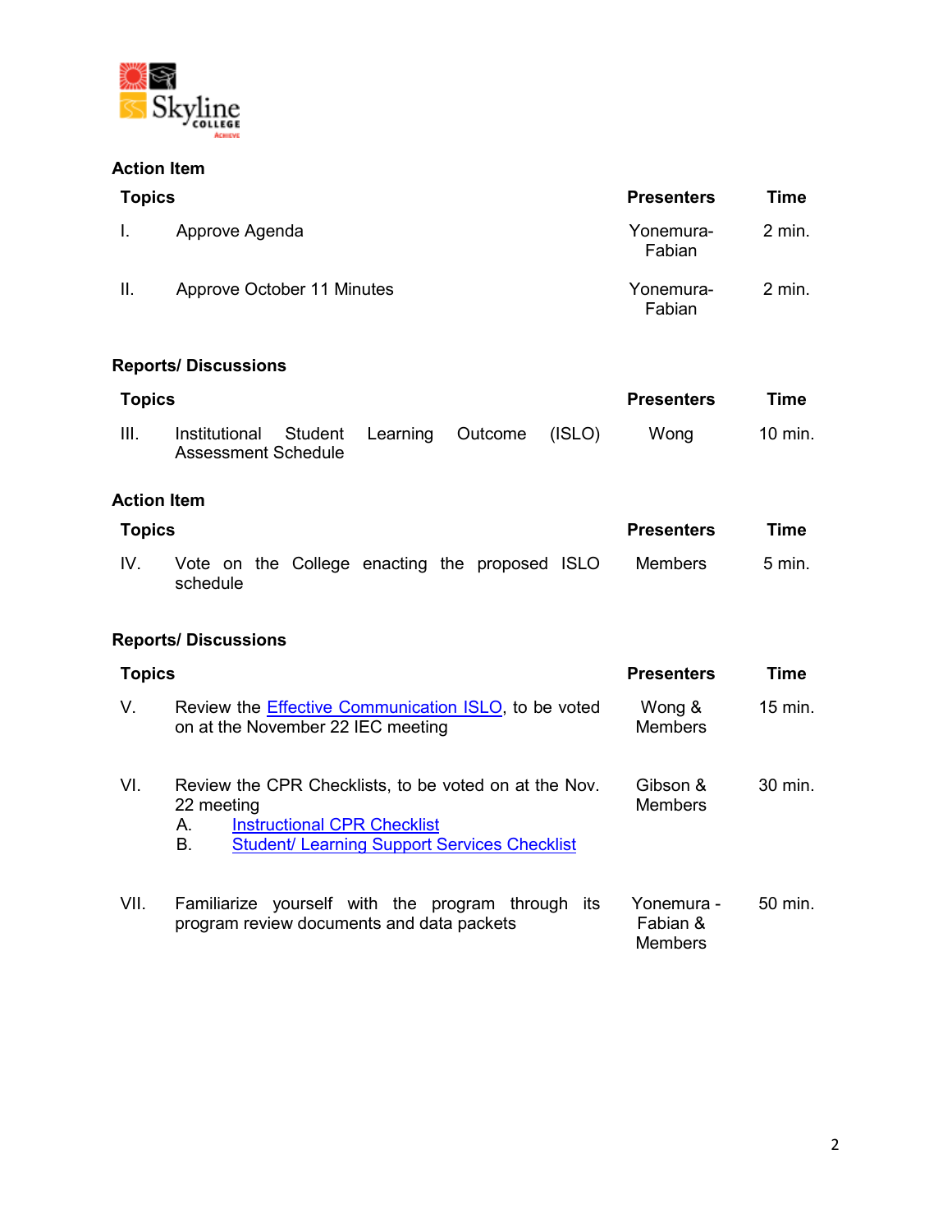## Action Item

| Topics | | Presenters | Time |
|---|---|---|---|
| I. | Approve Agenda | Yonemura-Fabian | 2 min. |
| II. | Approve October 11 Minutes | Yonemura-Fabian | 2 min. |

## Reports/ Discussions

| Topics | | Presenters | Time |
|---|---|---|---|
| III. | Institutional Student Learning Outcome (ISLO) Assessment Schedule | Wong | 10 min. |

## Action Item

| Topics | | Presenters | Time |
|---|---|---|---|
| IV. | Vote on the College enacting the proposed ISLO schedule | Members | 5 min. |

## Reports/ Discussions

| Topics | | Presenters | Time |
|---|---|---|---|
| V. | Review the Effective Communication ISLO, to be voted on at the November 22 IEC meeting | Wong & Members | 15 min. |
| VI. | Review the CPR Checklists, to be voted on at the Nov. 22 meeting<br>A. Instructional CPR Checklist<br>B. Student/ Learning Support Services Checklist | Gibson & Members | 30 min. |
| VII. | Familiarize yourself with the program through its program review documents and data packets | Yonemura - Fabian & Members | 50 min. |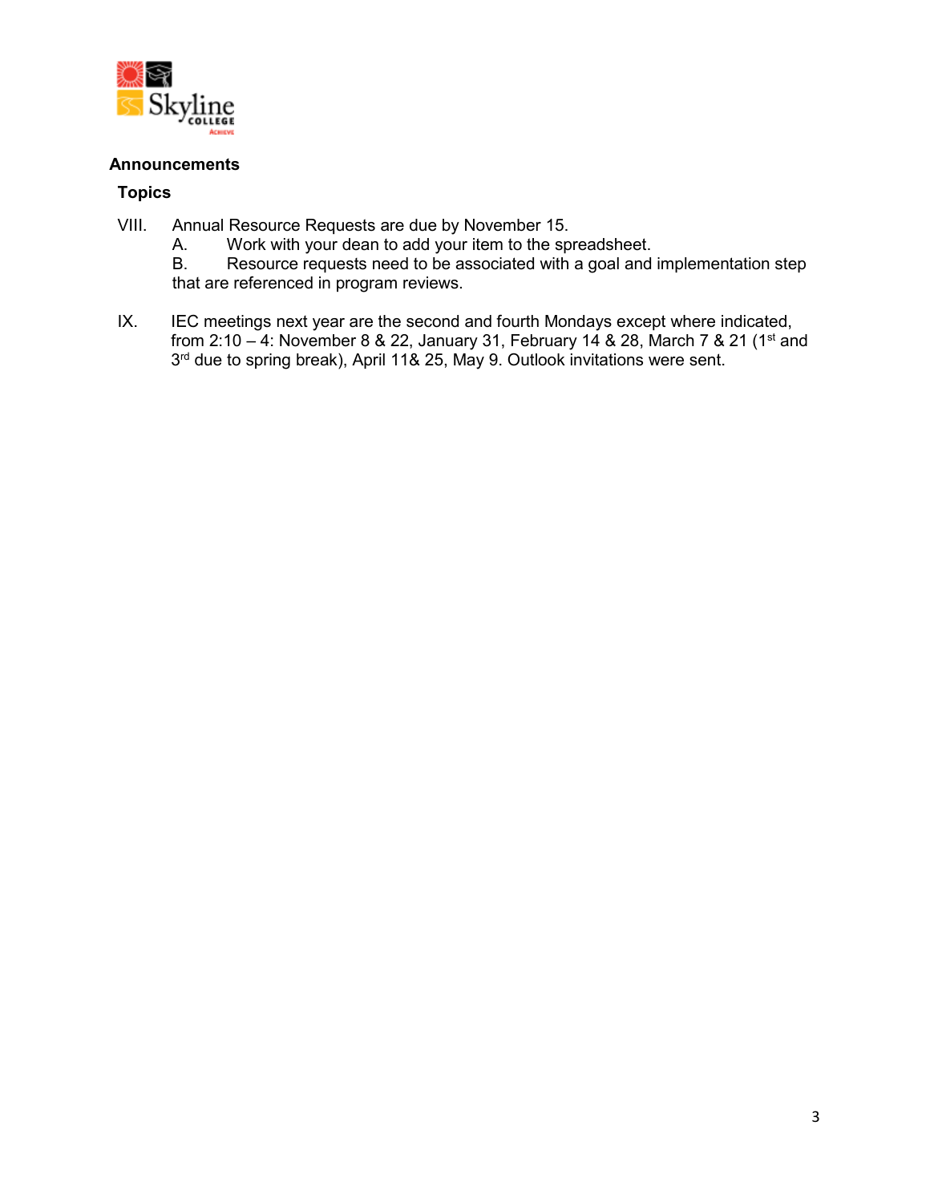**Announcements**

**Topics**

VIII. Annual Resource Requests are due by November 15.

A. Work with your dean to add your item to the spreadsheet.

B. Resource requests need to be associated with a goal and implementation step that are referenced in program reviews.

IX. IEC meetings next year are the second and fourth Mondays except where indicated, from 2:10 – 4: November 8 & 22, January 31, February 14 & 28, March 7 & 21 (1st and 3rd due to spring break), April 11& 25, May 9. Outlook invitations were sent.